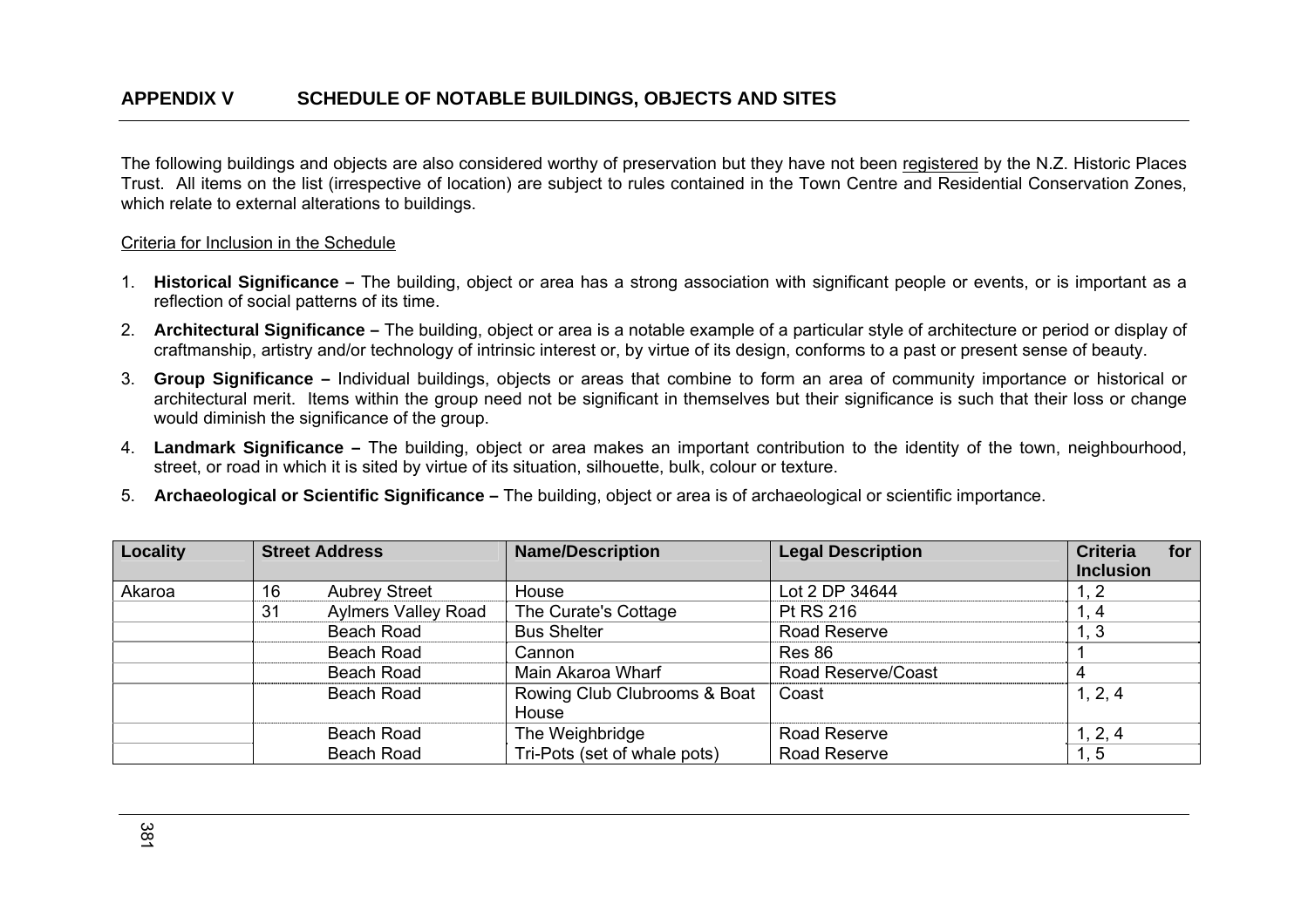## APPENDIX V SCHEDULE OF NOTABLE BUILDINGS, OBJECTS AND SITES

The following buildings and objects are also considered worthy of preservation but they have not been registered by the N.Z. Historic Places Trust. All items on the list (irrespective of location) are subject to rules contained in the Town Centre and Residential Conservation Zones, which relate to external alterations to buildings.

Criteria for Inclusion in the Schedule

1. **Historical Significance –** The building, object or area has a strong association with significant people or events, or is important as a reflection of social patterns of its time.
2. **Architectural Significance –** The building, object or area is a notable example of a particular style of architecture or period or display of craftmanship, artistry and/or technology of intrinsic interest or, by virtue of its design, conforms to a past or present sense of beauty.
3. **Group Significance –** Individual buildings, objects or areas that combine to form an area of community importance or historical or architectural merit. Items within the group need not be significant in themselves but their significance is such that their loss or change would diminish the significance of the group.
4. **Landmark Significance –** The building, object or area makes an important contribution to the identity of the town, neighbourhood, street, or road in which it is sited by virtue of its situation, silhouette, bulk, colour or texture.
5. **Archaeological or Scientific Significance –** The building, object or area is of archaeological or scientific importance.

| Locality | Street Address | | Name/Description | Legal Description | Criteria for Inclusion |
|---|---|---|---|---|---|
| Akaroa | 16 | Aubrey Street | House | Lot 2 DP 34644 | 1, 2 |
| | 31 | Aylmers Valley Road | The Curate's Cottage | Pt RS 216 | 1, 4 |
| | | Beach Road | Bus Shelter | Road Reserve | 1, 3 |
| | | Beach Road | Cannon | Res 86 | 1 |
| | | Beach Road | Main Akaroa Wharf | Road Reserve/Coast | 4 |
| | | Beach Road | Rowing Club Clubrooms & Boat House | Coast | 1, 2, 4 |
| | | Beach Road | The Weighbridge | Road Reserve | 1, 2, 4 |
| | | Beach Road | Tri-Pots (set of whale pots) | Road Reserve | 1, 5 |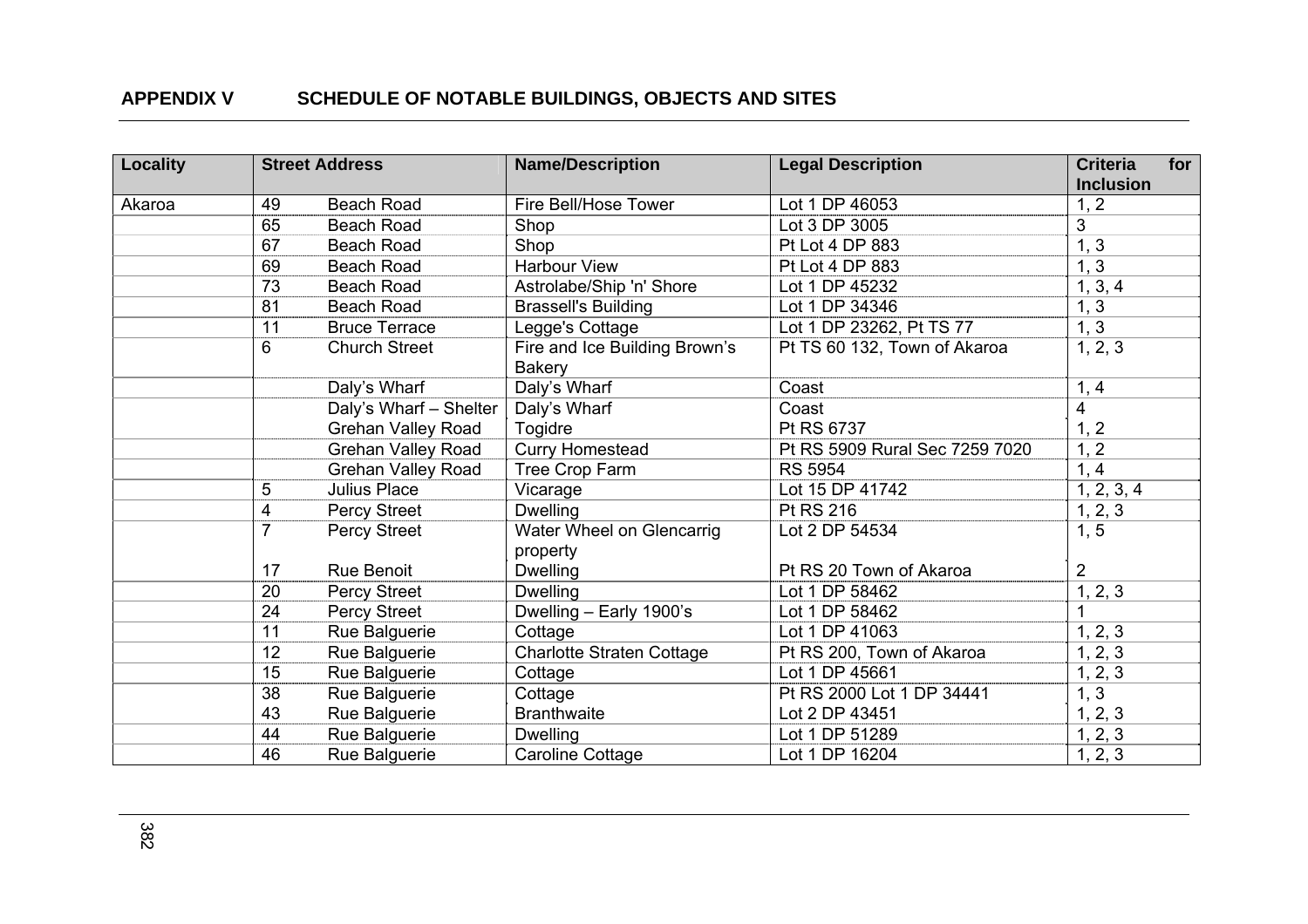## APPENDIX V SCHEDULE OF NOTABLE BUILDINGS, OBJECTS AND SITES

| Locality | Street Address | | Name/Description | Legal Description | Criteria for Inclusion |
|---|---|---|---|---|---|
| Akaroa | 49 | Beach Road | Fire Bell/Hose Tower | Lot 1 DP 46053 | 1, 2 |
| | 65 | Beach Road | Shop | Lot 3 DP 3005 | 3 |
| | 67 | Beach Road | Shop | Pt Lot 4 DP 883 | 1, 3 |
| | 69 | Beach Road | Harbour View | Pt Lot 4 DP 883 | 1, 3 |
| | 73 | Beach Road | Astrolabe/Ship 'n' Shore | Lot 1 DP 45232 | 1, 3, 4 |
| | 81 | Beach Road | Brassell's Building | Lot 1 DP 34346 | 1, 3 |
| | 11 | Bruce Terrace | Legge's Cottage | Lot 1 DP 23262, Pt TS 77 | 1, 3 |
| | 6 | Church Street | Fire and Ice Building Brown's Bakery | Pt TS 60 132, Town of Akaroa | 1, 2, 3 |
| | | Daly's Wharf | Daly's Wharf | Coast | 1, 4 |
| | | Daly's Wharf – Shelter | Daly's Wharf | Coast | 4 |
| | | Grehan Valley Road | Togidre | Pt RS 6737 | 1, 2 |
| | | Grehan Valley Road | Curry Homestead | Pt RS 5909 Rural Sec 7259 7020 | 1, 2 |
| | | Grehan Valley Road | Tree Crop Farm | RS 5954 | 1, 4 |
| | 5 | Julius Place | Vicarage | Lot 15 DP 41742 | 1, 2, 3, 4 |
| | 4 | Percy Street | Dwelling | Pt RS 216 | 1, 2, 3 |
| | 7 | Percy Street | Water Wheel on Glencarrig property | Lot 2 DP 54534 | 1, 5 |
| | 17 | Rue Benoit | Dwelling | Pt RS 20 Town of Akaroa | 2 |
| | 20 | Percy Street | Dwelling | Lot 1 DP 58462 | 1, 2, 3 |
| | 24 | Percy Street | Dwelling – Early 1900's | Lot 1 DP 58462 | 1 |
| | 11 | Rue Balguerie | Cottage | Lot 1 DP 41063 | 1, 2, 3 |
| | 12 | Rue Balguerie | Charlotte Straten Cottage | Pt RS 200, Town of Akaroa | 1, 2, 3 |
| | 15 | Rue Balguerie | Cottage | Lot 1 DP 45661 | 1, 2, 3 |
| | 38 | Rue Balguerie | Cottage | Pt RS 2000 Lot 1 DP 34441 | 1, 3 |
| | 43 | Rue Balguerie | Branthwaite | Lot 2 DP 43451 | 1, 2, 3 |
| | 44 | Rue Balguerie | Dwelling | Lot 1 DP 51289 | 1, 2, 3 |
| | 46 | Rue Balguerie | Caroline Cottage | Lot 1 DP 16204 | 1, 2, 3 |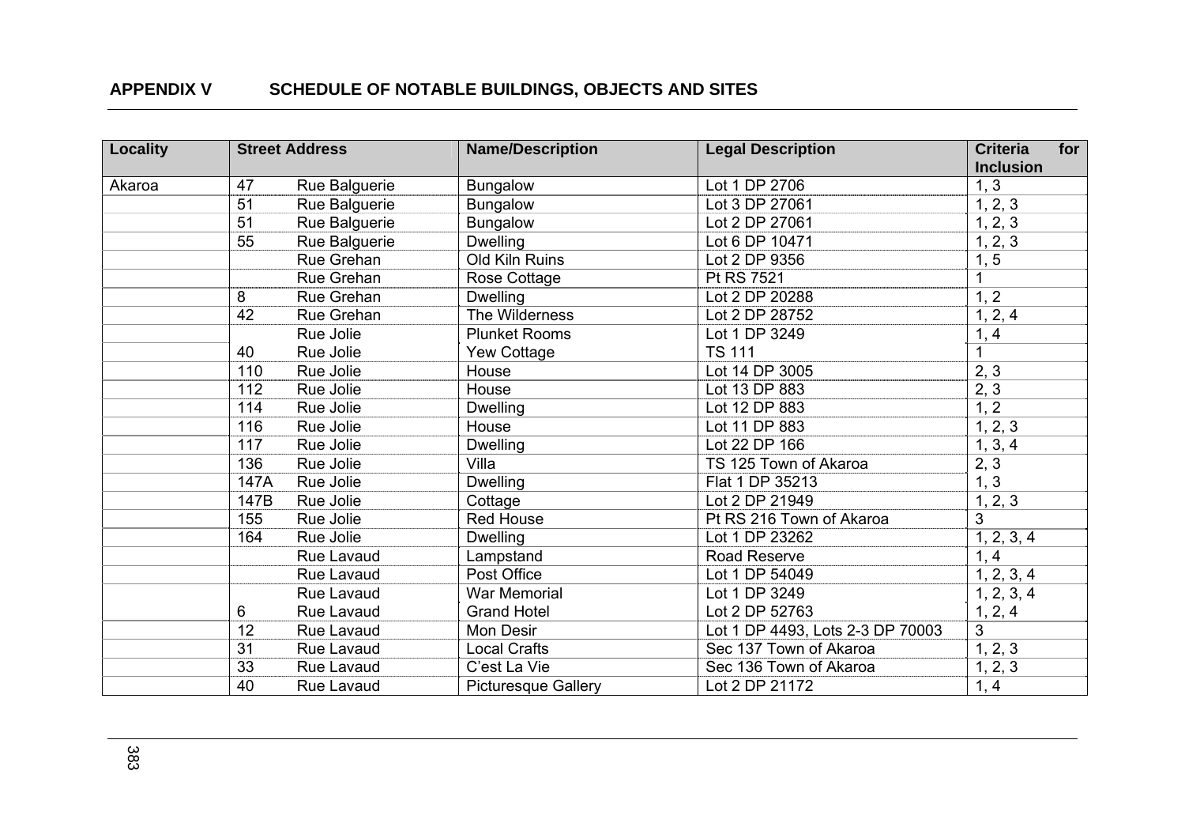## APPENDIX V SCHEDULE OF NOTABLE BUILDINGS, OBJECTS AND SITES

| Locality | Street Address | | Name/Description | Legal Description | Criteria for Inclusion |
|---|---|---|---|---|---|
| Akaroa | 47 | Rue Balguerie | Bungalow | Lot 1 DP 2706 | 1, 3 |
| | 51 | Rue Balguerie | Bungalow | Lot 3 DP 27061 | 1, 2, 3 |
| | 51 | Rue Balguerie | Bungalow | Lot 2 DP 27061 | 1, 2, 3 |
| | 55 | Rue Balguerie | Dwelling | Lot 6 DP 10471 | 1, 2, 3 |
| | | Rue Grehan | Old Kiln Ruins | Lot 2 DP 9356 | 1, 5 |
| | | Rue Grehan | Rose Cottage | Pt RS 7521 | 1 |
| | 8 | Rue Grehan | Dwelling | Lot 2 DP 20288 | 1, 2 |
| | 42 | Rue Grehan | The Wilderness | Lot 2 DP 28752 | 1, 2, 4 |
| | | Rue Jolie | Plunket Rooms | Lot 1 DP 3249 | 1, 4 |
| | 40 | Rue Jolie | Yew Cottage | TS 111 | 1 |
| | 110 | Rue Jolie | House | Lot 14 DP 3005 | 2, 3 |
| | 112 | Rue Jolie | House | Lot 13 DP 883 | 2, 3 |
| | 114 | Rue Jolie | Dwelling | Lot 12 DP 883 | 1, 2 |
| | 116 | Rue Jolie | House | Lot 11 DP 883 | 1, 2, 3 |
| | 117 | Rue Jolie | Dwelling | Lot 22 DP 166 | 1, 3, 4 |
| | 136 | Rue Jolie | Villa | TS 125 Town of Akaroa | 2, 3 |
| | 147A | Rue Jolie | Dwelling | Flat 1 DP 35213 | 1, 3 |
| | 147B | Rue Jolie | Cottage | Lot 2 DP 21949 | 1, 2, 3 |
| | 155 | Rue Jolie | Red House | Pt RS 216 Town of Akaroa | 3 |
| | 164 | Rue Jolie | Dwelling | Lot 1 DP 23262 | 1, 2, 3, 4 |
| | | Rue Lavaud | Lampstand | Road Reserve | 1, 4 |
| | | Rue Lavaud | Post Office | Lot 1 DP 54049 | 1, 2, 3, 4 |
| | | Rue Lavaud | War Memorial | Lot 1 DP 3249 | 1, 2, 3, 4 |
| | 6 | Rue Lavaud | Grand Hotel | Lot 2 DP 52763 | 1, 2, 4 |
| | 12 | Rue Lavaud | Mon Desir | Lot 1 DP 4493, Lots 2-3 DP 70003 | 3 |
| | 31 | Rue Lavaud | Local Crafts | Sec 137 Town of Akaroa | 1, 2, 3 |
| | 33 | Rue Lavaud | C'est La Vie | Sec 136 Town of Akaroa | 1, 2, 3 |
| | 40 | Rue Lavaud | Picturesque Gallery | Lot 2 DP 21172 | 1, 4 |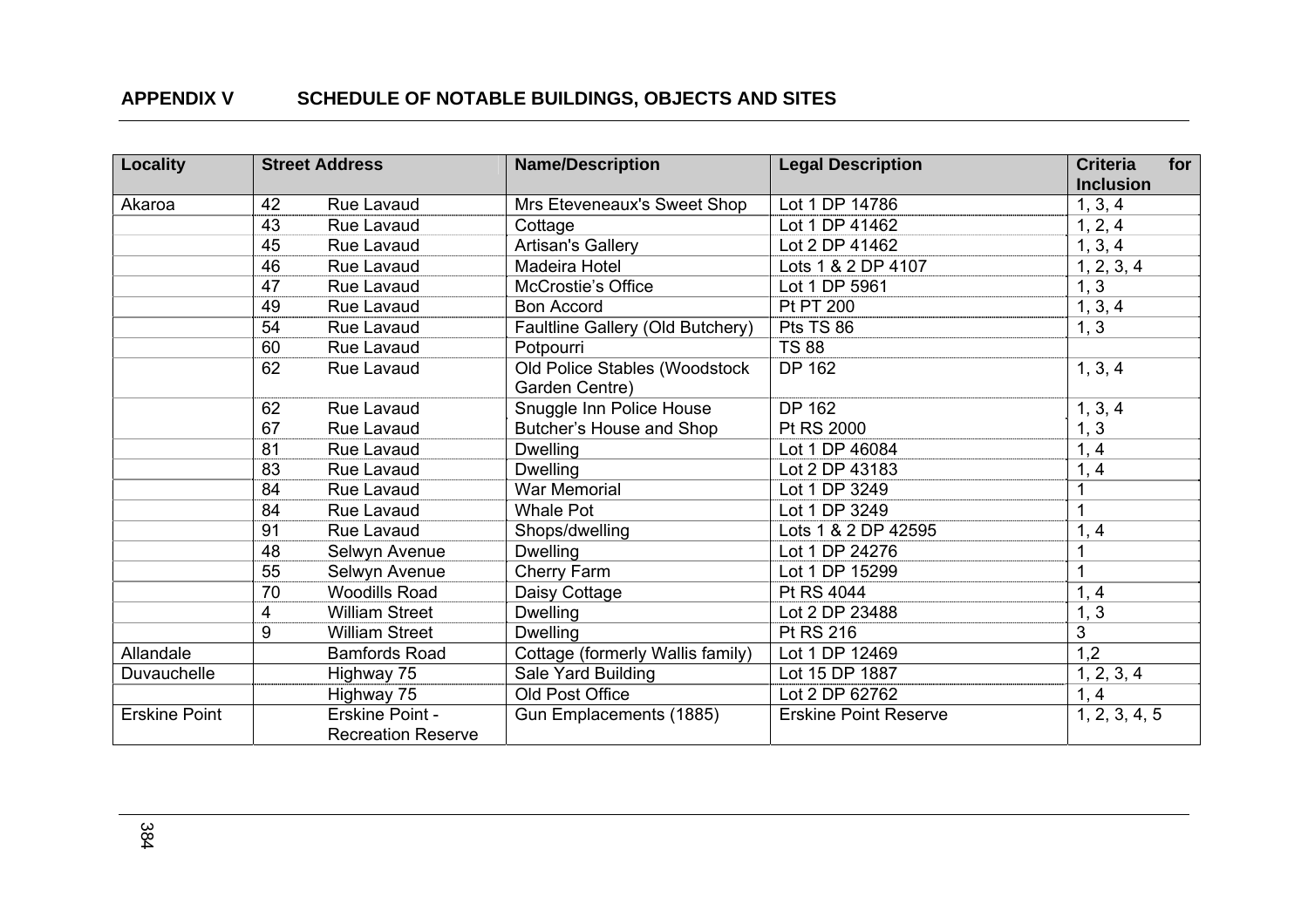**APPENDIX V SCHEDULE OF NOTABLE BUILDINGS, OBJECTS AND SITES**

| Locality | Street Address | | Name/Description | Legal Description | Criteria for Inclusion |
|---|---|---|---|---|---|
| Akaroa | 42 | Rue Lavaud | Mrs Eteveneaux's Sweet Shop | Lot 1 DP 14786 | 1, 3, 4 |
| | 43 | Rue Lavaud | Cottage | Lot 1 DP 41462 | 1, 2, 4 |
| | 45 | Rue Lavaud | Artisan's Gallery | Lot 2 DP 41462 | 1, 3, 4 |
| | 46 | Rue Lavaud | Madeira Hotel | Lots 1 & 2 DP 4107 | 1, 2, 3, 4 |
| | 47 | Rue Lavaud | McCrostie's Office | Lot 1 DP 5961 | 1, 3 |
| | 49 | Rue Lavaud | Bon Accord | Pt PT 200 | 1, 3, 4 |
| | 54 | Rue Lavaud | Faultline Gallery (Old Butchery) | Pts TS 86 | 1, 3 |
| | 60 | Rue Lavaud | Potpourri | TS 88 | |
| | 62 | Rue Lavaud | Old Police Stables (Woodstock Garden Centre) | DP 162 | 1, 3, 4 |
| | 62 | Rue Lavaud | Snuggle Inn Police House | DP 162 | 1, 3, 4 |
| | 67 | Rue Lavaud | Butcher's House and Shop | Pt RS 2000 | 1, 3 |
| | 81 | Rue Lavaud | Dwelling | Lot 1 DP 46084 | 1, 4 |
| | 83 | Rue Lavaud | Dwelling | Lot 2 DP 43183 | 1, 4 |
| | 84 | Rue Lavaud | War Memorial | Lot 1 DP 3249 | 1 |
| | 84 | Rue Lavaud | Whale Pot | Lot 1 DP 3249 | 1 |
| | 91 | Rue Lavaud | Shops/dwelling | Lots 1 & 2 DP 42595 | 1, 4 |
| | 48 | Selwyn Avenue | Dwelling | Lot 1 DP 24276 | 1 |
| | 55 | Selwyn Avenue | Cherry Farm | Lot 1 DP 15299 | 1 |
| | 70 | Woodills Road | Daisy Cottage | Pt RS 4044 | 1, 4 |
| | 4 | William Street | Dwelling | Lot 2 DP 23488 | 1, 3 |
| | 9 | William Street | Dwelling | Pt RS 216 | 3 |
| Allandale | | Bamfords Road | Cottage (formerly Wallis family) | Lot 1 DP 12469 | 1,2 |
| Duvauchelle | | Highway 75 | Sale Yard Building | Lot 15 DP 1887 | 1, 2, 3, 4 |
| | | Highway 75 | Old Post Office | Lot 2 DP 62762 | 1, 4 |
| Erskine Point | | Erskine Point - Recreation Reserve | Gun Emplacements (1885) | Erskine Point Reserve | 1, 2, 3, 4, 5 |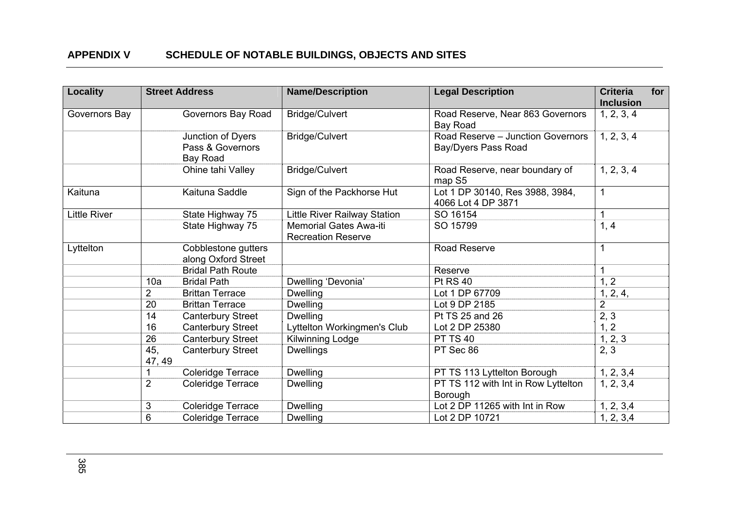## APPENDIX V SCHEDULE OF NOTABLE BUILDINGS, OBJECTS AND SITES

| Locality | Street Address | | Name/Description | Legal Description | Criteria for Inclusion |
|---|---|---|---|---|---|
| Governors Bay | | Governors Bay Road | Bridge/Culvert | Road Reserve, Near 863 Governors Bay Road | 1, 2, 3, 4 |
| | | Junction of Dyers Pass & Governors Bay Road | Bridge/Culvert | Road Reserve – Junction Governors Bay/Dyers Pass Road | 1, 2, 3, 4 |
| | | Ohine tahi Valley | Bridge/Culvert | Road Reserve, near boundary of map S5 | 1, 2, 3, 4 |
| Kaituna | | Kaituna Saddle | Sign of the Packhorse Hut | Lot 1 DP 30140, Res 3988, 3984, 4066 Lot 4 DP 3871 | 1 |
| Little River | | State Highway 75 | Little River Railway Station | SO 16154 | 1 |
| | | State Highway 75 | Memorial Gates Awa-iti Recreation Reserve | SO 15799 | 1, 4 |
| Lyttelton | | Cobblestone gutters along Oxford Street | | Road Reserve | 1 |
| | | Bridal Path Route | | Reserve | 1 |
| | 10a | Bridal Path | Dwelling 'Devonia' | Pt RS 40 | 1, 2 |
| | 2 | Brittan Terrace | Dwelling | Lot 1 DP 67709 | 1, 2, 4, |
| | 20 | Brittan Terrace | Dwelling | Lot 9 DP 2185 | 2 |
| | 14 | Canterbury Street | Dwelling | Pt TS 25 and 26 | 2, 3 |
| | 16 | Canterbury Street | Lyttelton Workingmen's Club | Lot 2 DP 25380 | 1, 2 |
| | 26 | Canterbury Street | Kilwinning Lodge | PT TS 40 | 1, 2, 3 |
| | 45, 47, 49 | Canterbury Street | Dwellings | PT Sec 86 | 2, 3 |
| | 1 | Coleridge Terrace | Dwelling | PT TS 113 Lyttelton Borough | 1, 2, 3,4 |
| | 2 | Coleridge Terrace | Dwelling | PT TS 112 with Int in Row Lyttelton Borough | 1, 2, 3,4 |
| | 3 | Coleridge Terrace | Dwelling | Lot 2 DP 11265 with Int in Row | 1, 2, 3,4 |
| | 6 | Coleridge Terrace | Dwelling | Lot 2 DP 10721 | 1, 2, 3,4 |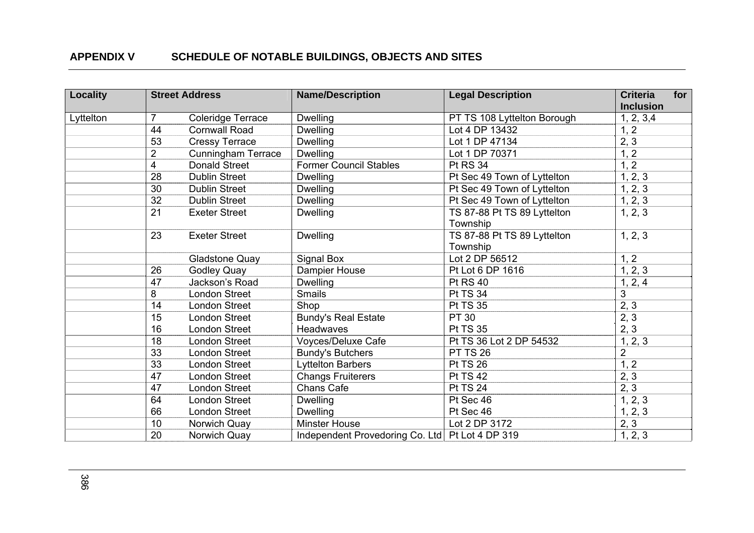## APPENDIX V SCHEDULE OF NOTABLE BUILDINGS, OBJECTS AND SITES

| Locality | Street Address | | Name/Description | Legal Description | Criteria for Inclusion |
|---|---|---|---|---|---|
| Lyttelton | 7 | Coleridge Terrace | Dwelling | PT TS 108 Lyttelton Borough | 1, 2, 3,4 |
| | 44 | Cornwall Road | Dwelling | Lot 4 DP 13432 | 1, 2 |
| | 53 | Cressy Terrace | Dwelling | Lot 1 DP 47134 | 2, 3 |
| | 2 | Cunningham Terrace | Dwelling | Lot 1 DP 70371 | 1, 2 |
| | 4 | Donald Street | Former Council Stables | Pt RS 34 | 1, 2 |
| | 28 | Dublin Street | Dwelling | Pt Sec 49 Town of Lyttelton | 1, 2, 3 |
| | 30 | Dublin Street | Dwelling | Pt Sec 49 Town of Lyttelton | 1, 2, 3 |
| | 32 | Dublin Street | Dwelling | Pt Sec 49 Town of Lyttelton | 1, 2, 3 |
| | 21 | Exeter Street | Dwelling | TS 87-88 Pt TS 89 Lyttelton Township | 1, 2, 3 |
| | 23 | Exeter Street | Dwelling | TS 87-88 Pt TS 89 Lyttelton Township | 1, 2, 3 |
| | | Gladstone Quay | Signal Box | Lot 2 DP 56512 | 1, 2 |
| | 26 | Godley Quay | Dampier House | Pt Lot 6 DP 1616 | 1, 2, 3 |
| | 47 | Jackson's Road | Dwelling | Pt RS 40 | 1, 2, 4 |
| | 8 | London Street | Smails | Pt TS 34 | 3 |
| | 14 | London Street | Shop | Pt TS 35 | 2, 3 |
| | 15 | London Street | Bundy's Real Estate | PT 30 | 2, 3 |
| | 16 | London Street | Headwaves | Pt TS 35 | 2, 3 |
| | 18 | London Street | Voyces/Deluxe Cafe | Pt TS 36 Lot 2 DP 54532 | 1, 2, 3 |
| | 33 | London Street | Bundy's Butchers | PT TS 26 | 2 |
| | 33 | London Street | Lyttelton Barbers | Pt TS 26 | 1, 2 |
| | 47 | London Street | Changs Fruiterers | Pt TS 42 | 2, 3 |
| | 47 | London Street | Chans Cafe | Pt TS 24 | 2, 3 |
| | 64 | London Street | Dwelling | Pt Sec 46 | 1, 2, 3 |
| | 66 | London Street | Dwelling | Pt Sec 46 | 1, 2, 3 |
| | 10 | Norwich Quay | Minster House | Lot 2 DP 3172 | 2, 3 |
| | 20 | Norwich Quay | Independent Provedoring Co. Ltd | Pt Lot 4 DP 319 | 1, 2, 3 |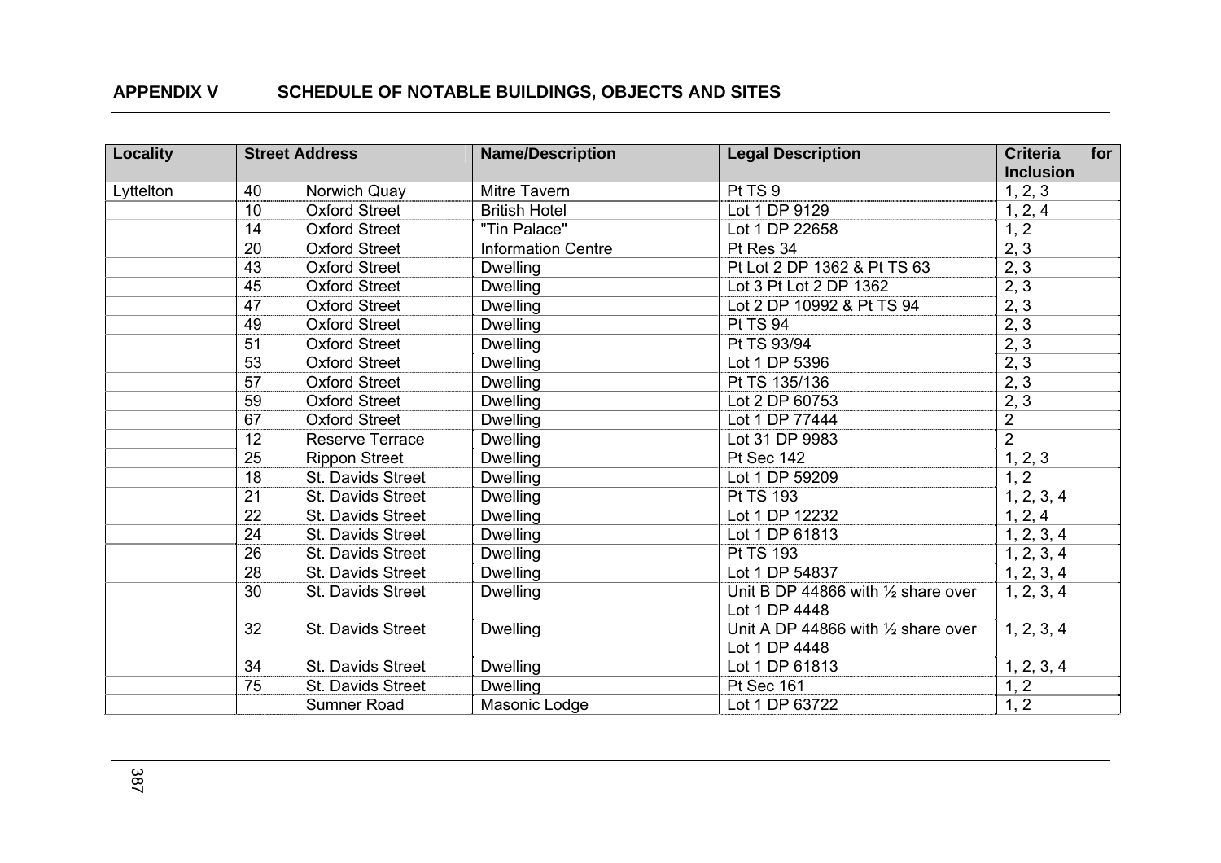## APPENDIX V SCHEDULE OF NOTABLE BUILDINGS, OBJECTS AND SITES

| Locality | Street Address | | Name/Description | Legal Description | Criteria for Inclusion |
|---|---|---|---|---|---|
| Lyttelton | 40 | Norwich Quay | Mitre Tavern | Pt TS 9 | 1, 2, 3 |
| | 10 | Oxford Street | British Hotel | Lot 1 DP 9129 | 1, 2, 4 |
| | 14 | Oxford Street | "Tin Palace" | Lot 1 DP 22658 | 1, 2 |
| | 20 | Oxford Street | Information Centre | Pt Res 34 | 2, 3 |
| | 43 | Oxford Street | Dwelling | Pt Lot 2 DP 1362 & Pt TS 63 | 2, 3 |
| | 45 | Oxford Street | Dwelling | Lot 3 Pt Lot 2 DP 1362 | 2, 3 |
| | 47 | Oxford Street | Dwelling | Lot 2 DP 10992 & Pt TS 94 | 2, 3 |
| | 49 | Oxford Street | Dwelling | Pt TS 94 | 2, 3 |
| | 51 | Oxford Street | Dwelling | Pt TS 93/94 | 2, 3 |
| | 53 | Oxford Street | Dwelling | Lot 1 DP 5396 | 2, 3 |
| | 57 | Oxford Street | Dwelling | Pt TS 135/136 | 2, 3 |
| | 59 | Oxford Street | Dwelling | Lot 2 DP 60753 | 2, 3 |
| | 67 | Oxford Street | Dwelling | Lot 1 DP 77444 | 2 |
| | 12 | Reserve Terrace | Dwelling | Lot 31 DP 9983 | 2 |
| | 25 | Rippon Street | Dwelling | Pt Sec 142 | 1, 2, 3 |
| | 18 | St. Davids Street | Dwelling | Lot 1 DP 59209 | 1, 2 |
| | 21 | St. Davids Street | Dwelling | Pt TS 193 | 1, 2, 3, 4 |
| | 22 | St. Davids Street | Dwelling | Lot 1 DP 12232 | 1, 2, 4 |
| | 24 | St. Davids Street | Dwelling | Lot 1 DP 61813 | 1, 2, 3, 4 |
| | 26 | St. Davids Street | Dwelling | Pt TS 193 | 1, 2, 3, 4 |
| | 28 | St. Davids Street | Dwelling | Lot 1 DP 54837 | 1, 2, 3, 4 |
| | 30 | St. Davids Street | Dwelling | Unit B DP 44866 with ½ share over Lot 1 DP 4448 | 1, 2, 3, 4 |
| | 32 | St. Davids Street | Dwelling | Unit A DP 44866 with ½ share over Lot 1 DP 4448 | 1, 2, 3, 4 |
| | 34 | St. Davids Street | Dwelling | Lot 1 DP 61813 | 1, 2, 3, 4 |
| | 75 | St. Davids Street | Dwelling | Pt Sec 161 | 1, 2 |
| | | Sumner Road | Masonic Lodge | Lot 1 DP 63722 | 1, 2 |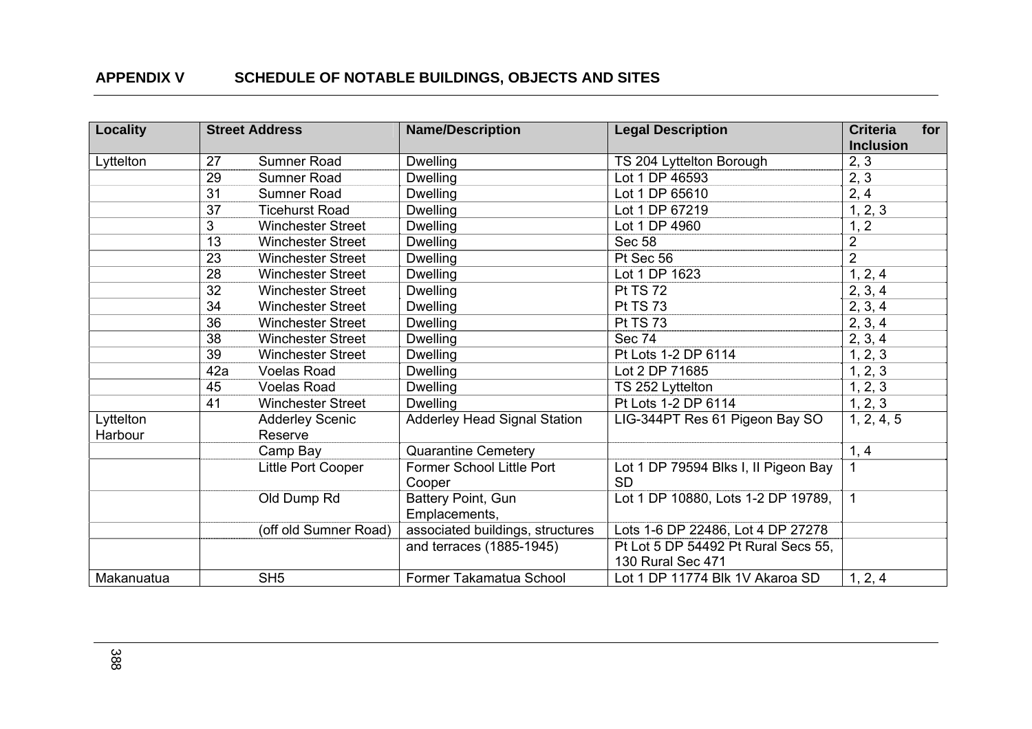## APPENDIX V SCHEDULE OF NOTABLE BUILDINGS, OBJECTS AND SITES

| Locality | Street Address | | Name/Description | Legal Description | Criteria for Inclusion |
|---|---|---|---|---|---|
| Lyttelton | 27 | Sumner Road | Dwelling | TS 204 Lyttelton Borough | 2, 3 |
| | 29 | Sumner Road | Dwelling | Lot 1 DP 46593 | 2, 3 |
| | 31 | Sumner Road | Dwelling | Lot 1 DP 65610 | 2, 4 |
| | 37 | Ticehurst Road | Dwelling | Lot 1 DP 67219 | 1, 2, 3 |
| | 3 | Winchester Street | Dwelling | Lot 1 DP 4960 | 1, 2 |
| | 13 | Winchester Street | Dwelling | Sec 58 | 2 |
| | 23 | Winchester Street | Dwelling | Pt Sec 56 | 2 |
| | 28 | Winchester Street | Dwelling | Lot 1 DP 1623 | 1, 2, 4 |
| | 32 | Winchester Street | Dwelling | Pt TS 72 | 2, 3, 4 |
| | 34 | Winchester Street | Dwelling | Pt TS 73 | 2, 3, 4 |
| | 36 | Winchester Street | Dwelling | Pt TS 73 | 2, 3, 4 |
| | 38 | Winchester Street | Dwelling | Sec 74 | 2, 3, 4 |
| | 39 | Winchester Street | Dwelling | Pt Lots 1-2 DP 6114 | 1, 2, 3 |
| | 42a | Voelas Road | Dwelling | Lot 2 DP 71685 | 1, 2, 3 |
| | 45 | Voelas Road | Dwelling | TS 252 Lyttelton | 1, 2, 3 |
| | 41 | Winchester Street | Dwelling | Pt Lots 1-2 DP 6114 | 1, 2, 3 |
| Lyttelton Harbour | | Adderley Scenic Reserve | Adderley Head Signal Station | LIG-344PT Res 61 Pigeon Bay SO | 1, 2, 4, 5 |
| | | Camp Bay | Quarantine Cemetery | | 1, 4 |
| | | Little Port Cooper | Former School Little Port Cooper | Lot 1 DP 79594 Blks I, II Pigeon Bay SD | 1 |
| | | Old Dump Rd | Battery Point, Gun Emplacements, | Lot 1 DP 10880, Lots 1-2 DP 19789, | 1 |
| | | (off old Sumner Road) | associated buildings, structures | Lots 1-6 DP 22486, Lot 4 DP 27278 | |
| | | | and terraces (1885-1945) | Pt Lot 5 DP 54492 Pt Rural Secs 55, 130 Rural Sec 471 | |
| Makanuatua | | SH5 | Former Takamatua School | Lot 1 DP 11774 Blk 1V Akaroa SD | 1, 2, 4 |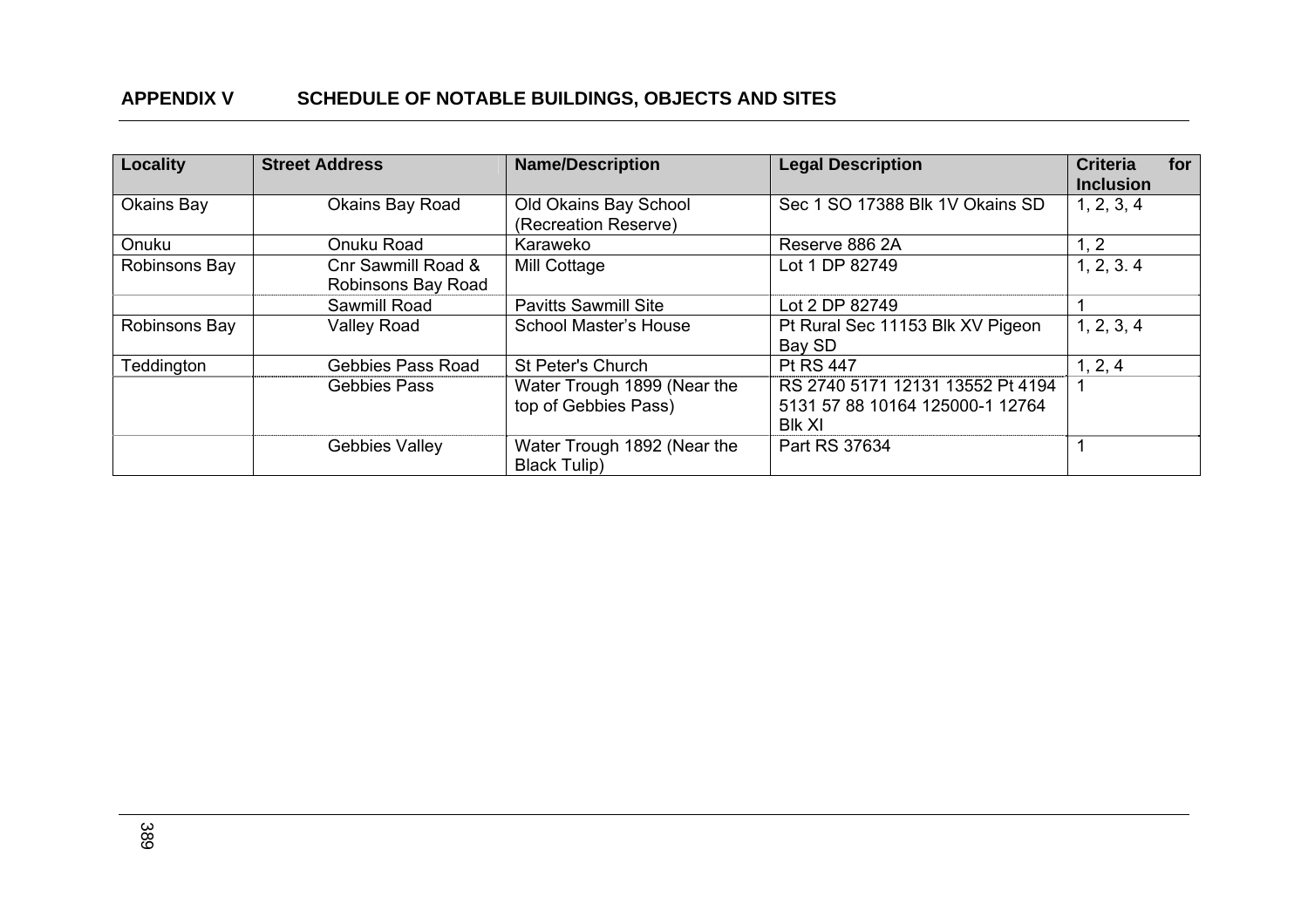## APPENDIX V SCHEDULE OF NOTABLE BUILDINGS, OBJECTS AND SITES

| Locality | Street Address | Name/Description | Legal Description | Criteria for Inclusion |
|---|---|---|---|---|
| Okains Bay | Okains Bay Road | Old Okains Bay School (Recreation Reserve) | Sec 1 SO 17388 Blk 1V Okains SD | 1, 2, 3, 4 |
| Onuku | Onuku Road | Karaweko | Reserve 886 2A | 1, 2 |
| Robinsons Bay | Cnr Sawmill Road & Robinsons Bay Road | Mill Cottage | Lot 1 DP 82749 | 1, 2, 3. 4 |
| | Sawmill Road | Pavitts Sawmill Site | Lot 2 DP 82749 | 1 |
| Robinsons Bay | Valley Road | School Master's House | Pt Rural Sec 11153 Blk XV Pigeon Bay SD | 1, 2, 3, 4 |
| Teddington | Gebbies Pass Road | St Peter's Church | Pt RS 447 | 1, 2, 4 |
| | Gebbies Pass | Water Trough 1899 (Near the top of Gebbies Pass) | RS 2740 5171 12131 13552 Pt 4194 5131 57 88 10164 125000-1 12764 Blk XI | 1 |
| | Gebbies Valley | Water Trough 1892 (Near the Black Tulip) | Part RS 37634 | 1 |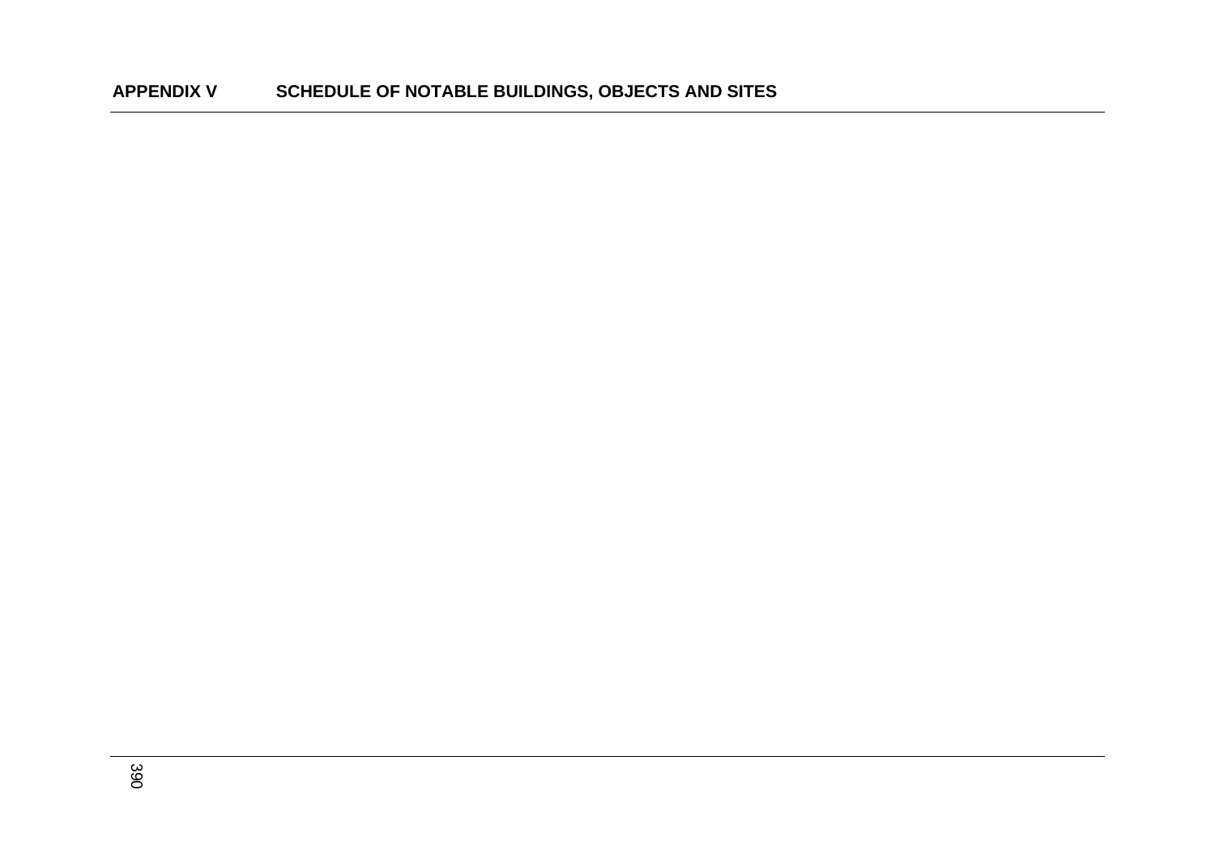# APPENDIX V SCHEDULE OF NOTABLE BUILDINGS, OBJECTS AND SITES